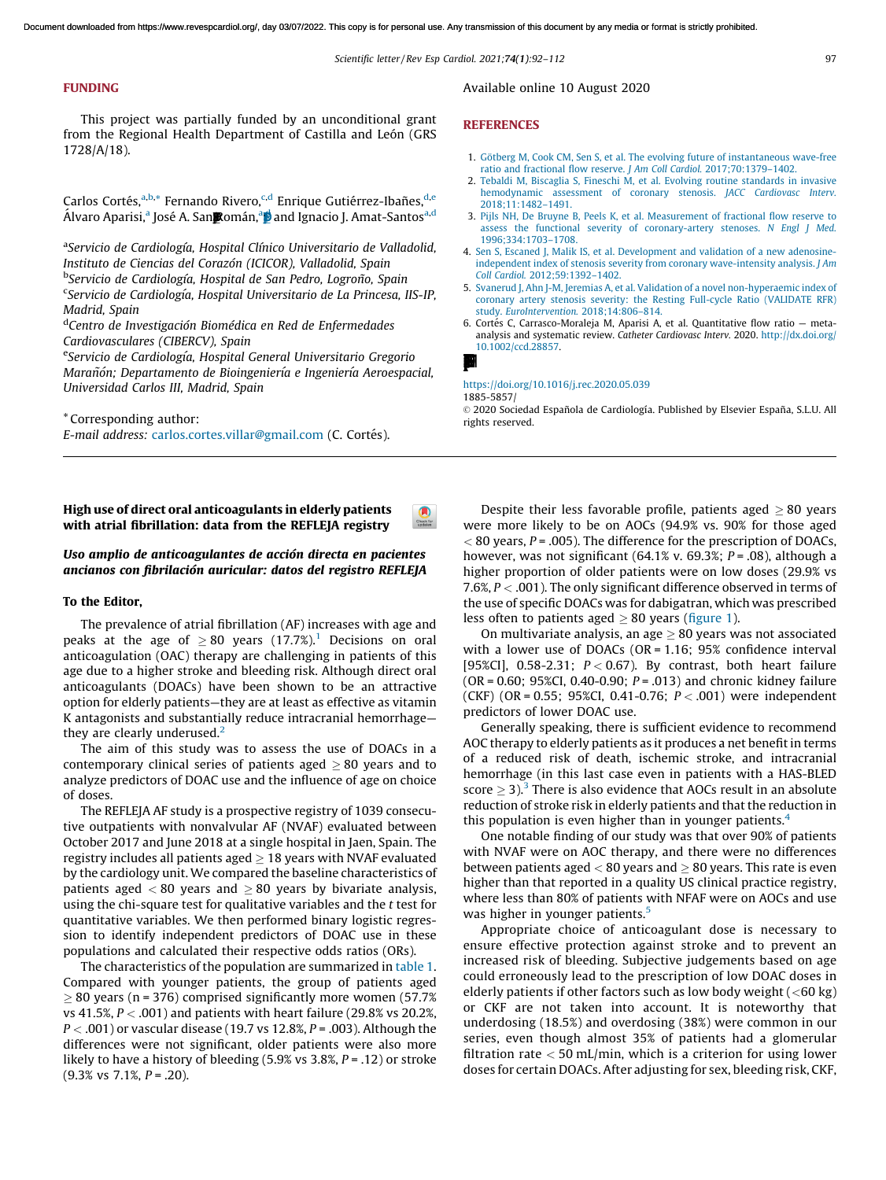## FUNDING

This project was partially funded by an unconditional grant from the Regional Health Department of Castilla and León (GRS 1728/A/18).

Carlos Cortés,[a,b,*] Fernando Rivero,[c,d] Enrique Gutiérrez-Ibañes,[d,e] Álvaro Aparisi,[a] José A. San Román,[a,d] and Ignacio J. Amat-Santos[a,d]

[a]*Servicio de Cardiología, Hospital Clínico Universitario de Valladolid, Instituto de Ciencias del Corazón (ICICOR), Valladolid, Spain*
[b]*Servicio de Cardiología, Hospital de San Pedro, Logroño, Spain*
[c]*Servicio de Cardiología, Hospital Universitario de La Princesa, IIS-IP, Madrid, Spain*
[d]*Centro de Investigación Biomédica en Red de Enfermedades Cardiovasculares (CIBERCV), Spain*
[e]*Servicio de Cardiología, Hospital General Universitario Gregorio Marañón; Departamento de Bioingeniería e Ingeniería Aeroespacial, Universidad Carlos III, Madrid, Spain*

*Corresponding author:
E-mail address: carlos.cortes.villar@gmail.com (C. Cortés).

Available online 10 August 2020

## REFERENCES

1. Götberg M, Cook CM, Sen S, et al. The evolving future of instantaneous wave-free ratio and fractional flow reserve. *J Am Coll Cardiol.* 2017;70:1379–1402.
2. Tebaldi M, Biscaglia S, Fineschi M, et al. Evolving routine standards in invasive hemodynamic assessment of coronary stenosis. *JACC Cardiovasc Interv.* 2018;11:1482–1491.
3. Pijls NH, De Bruyne B, Peels K, et al. Measurement of fractional flow reserve to assess the functional severity of coronary-artery stenoses. *N Engl J Med.* 1996;334:1703–1708.
4. Sen S, Escaned J, Malik IS, et al. Development and validation of a new adenosine-independent index of stenosis severity from coronary wave-intensity analysis. *J Am Coll Cardiol.* 2012;59:1392–1402.
5. Svanerud J, Ahn J-M, Jeremias A, et al. Validation of a novel non-hyperaemic index of coronary artery stenosis severity: the Resting Full-cycle Ratio (VALIDATE RFR) study. *EuroIntervention.* 2018;14:806–814.
6. Cortés C, Carrasco-Moraleja M, Aparisi A, et al. Quantitative flow ratio — meta-analysis and systematic review. *Catheter Cardiovasc Interv.* 2020. http://dx.doi.org/10.1002/ccd.28857.

https://doi.org/10.1016/j.rec.2020.05.039
1885-5857/
© 2020 Sociedad Española de Cardiología. Published by Elsevier España, S.L.U. All rights reserved.

---

## High use of direct oral anticoagulants in elderly patients with atrial fibrillation: data from the REFLEJA registry

### *Uso amplio de anticoagulantes de acción directa en pacientes ancianos con fibrilación auricular: datos del registro REFLEJA*

**To the Editor,**

The prevalence of atrial fibrillation (AF) increases with age and peaks at the age of $\geq$ 80 years (17.7%).[1] Decisions on oral anticoagulation (OAC) therapy are challenging in patients of this age due to a higher stroke and bleeding risk. Although direct oral anticoagulants (DOACs) have been shown to be an attractive option for elderly patients—they are at least as effective as vitamin K antagonists and substantially reduce intracranial hemorrhage—they are clearly underused.[2]

The aim of this study was to assess the use of DOACs in a contemporary clinical series of patients aged $\geq$ 80 years and to analyze predictors of DOAC use and the influence of age on choice of doses.

The REFLEJA AF study is a prospective registry of 1039 consecutive outpatients with nonvalvular AF (NVAF) evaluated between October 2017 and June 2018 at a single hospital in Jaen, Spain. The registry includes all patients aged $\geq$ 18 years with NVAF evaluated by the cardiology unit. We compared the baseline characteristics of patients aged < 80 years and $\geq$ 80 years by bivariate analysis, using the chi-square test for qualitative variables and the *t* test for quantitative variables. We then performed binary logistic regression to identify independent predictors of DOAC use in these populations and calculated their respective odds ratios (ORs).

The characteristics of the population are summarized in table 1. Compared with younger patients, the group of patients aged $\geq$ 80 years (n = 376) comprised significantly more women (57.7% vs 41.5%, *P* < .001) and patients with heart failure (29.8% vs 20.2%, *P* < .001) or vascular disease (19.7 vs 12.8%, *P* = .003). Although the differences were not significant, older patients were also more likely to have a history of bleeding (5.9% vs 3.8%, *P* = .12) or stroke (9.3% vs 7.1%, *P* = .20).

Despite their less favorable profile, patients aged $\geq$ 80 years were more likely to be on AOCs (94.9% vs. 90% for those aged < 80 years, *P* = .005). The difference for the prescription of DOACs, however, was not significant (64.1% v. 69.3%; *P* = .08), although a higher proportion of older patients were on low doses (29.9% vs 7.6%, *P* < .001). The only significant difference observed in terms of the use of specific DOACs was for dabigatran, which was prescribed less often to patients aged $\geq$ 80 years (figure 1).

On multivariate analysis, an age $\geq$ 80 years was not associated with a lower use of DOACs (OR = 1.16; 95% confidence interval [95%CI], 0.58-2.31; *P* < 0.67). By contrast, both heart failure (OR = 0.60; 95%CI, 0.40-0.90; *P* = .013) and chronic kidney failure (CKF) (OR = 0.55; 95%CI, 0.41-0.76; *P* < .001) were independent predictors of lower DOAC use.

Generally speaking, there is sufficient evidence to recommend AOC therapy to elderly patients as it produces a net benefit in terms of a reduced risk of death, ischemic stroke, and intracranial hemorrhage (in this last case even in patients with a HAS-BLED score $\geq$ 3).[3] There is also evidence that AOCs result in an absolute reduction of stroke risk in elderly patients and that the reduction in this population is even higher than in younger patients.[4]

One notable finding of our study was that over 90% of patients with NVAF were on AOC therapy, and there were no differences between patients aged < 80 years and $\geq$ 80 years. This rate is even higher than that reported in a quality US clinical practice registry, where less than 80% of patients with NFAF were on AOCs and use was higher in younger patients.[5]

Appropriate choice of anticoagulant dose is necessary to ensure effective protection against stroke and to prevent an increased risk of bleeding. Subjective judgements based on age could erroneously lead to the prescription of low DOAC doses in elderly patients if other factors such as low body weight (<60 kg) or CKF are not taken into account. It is noteworthy that underdosing (18.5%) and overdosing (38%) were common in our series, even though almost 35% of patients had a glomerular filtration rate < 50 mL/min, which is a criterion for using lower doses for certain DOACs. After adjusting for sex, bleeding risk, CKF,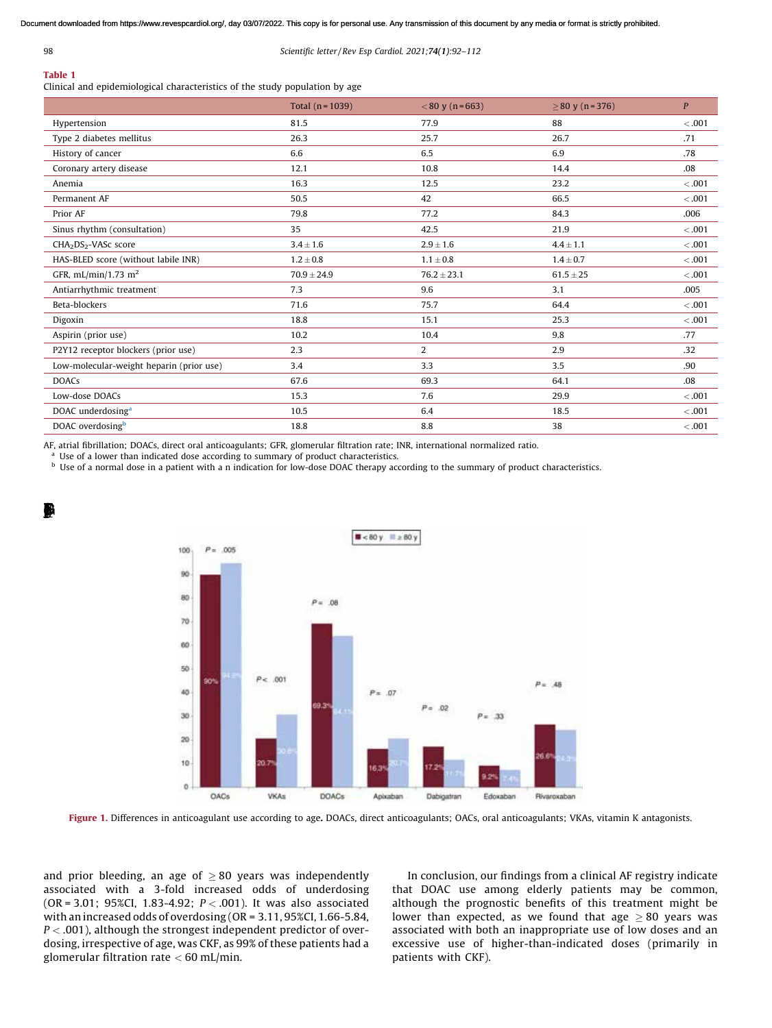**Table 1**
Clinical and epidemiological characteristics of the study population by age

| | Total (n = 1039) | < 80 y (n = 663) | ≥ 80 y (n = 376) | *P* |
|---|---|---|---|---|
| Hypertension | 81.5 | 77.9 | 88 | < .001 |
| Type 2 diabetes mellitus | 26.3 | 25.7 | 26.7 | .71 |
| History of cancer | 6.6 | 6.5 | 6.9 | .78 |
| Coronary artery disease | 12.1 | 10.8 | 14.4 | .08 |
| Anemia | 16.3 | 12.5 | 23.2 | < .001 |
| Permanent AF | 50.5 | 42 | 66.5 | < .001 |
| Prior AF | 79.8 | 77.2 | 84.3 | .006 |
| Sinus rhythm (consultation) | 35 | 42.5 | 21.9 | < .001 |
| $CHA_2DS_2$-VASc score | 3.4 ± 1.6 | 2.9 ± 1.6 | 4.4 ± 1.1 | < .001 |
| HAS-BLED score (without labile INR) | 1.2 ± 0.8 | 1.1 ± 0.8 | 1.4 ± 0.7 | < .001 |
| GFR, mL/min/1.73 $m^2$ | 70.9 ± 24.9 | 76.2 ± 23.1 | 61.5 ± 25 | < .001 |
| Antiarrhythmic treatment | 7.3 | 9.6 | 3.1 | .005 |
| Beta-blockers | 71.6 | 75.7 | 64.4 | < .001 |
| Digoxin | 18.8 | 15.1 | 25.3 | < .001 |
| Aspirin (prior use) | 10.2 | 10.4 | 9.8 | .77 |
| P2Y12 receptor blockers (prior use) | 2.3 | 2 | 2.9 | .32 |
| Low-molecular-weight heparin (prior use) | 3.4 | 3.3 | 3.5 | .90 |
| DOACs | 67.6 | 69.3 | 64.1 | .08 |
| Low-dose DOACs | 15.3 | 7.6 | 29.9 | < .001 |
| DOAC underdosing[a] | 10.5 | 6.4 | 18.5 | < .001 |
| DOAC overdosing[b] | 18.8 | 8.8 | 38 | < .001 |

AF, atrial fibrillation; DOACs, direct oral anticoagulants; GFR, glomerular filtration rate; INR, international normalized ratio.
[a] Use of a lower than indicated dose according to summary of product characteristics.
[b] Use of a normal dose in a patient with a n indication for low-dose DOAC therapy according to the summary of product characteristics.

**Figure 1.** Differences in anticoagulant use according to age. DOACs, direct anticoagulants; OACs, oral anticoagulants; VKAs, vitamin K antagonists.

and prior bleeding, an age of ≥ 80 years was independently associated with a 3-fold increased odds of underdosing (OR = 3.01; 95%CI, 1.83-4.92; $P < .001$). It was also associated with an increased odds of overdosing (OR = 3.11, 95%CI, 1.66-5.84, $P < .001$), although the strongest independent predictor of overdosing, irrespective of age, was CKF, as 99% of these patients had a glomerular filtration rate < 60 mL/min.

In conclusion, our findings from a clinical AF registry indicate that DOAC use among elderly patients may be common, although the prognostic benefits of this treatment might be lower than expected, as we found that age ≥ 80 years was associated with both an inappropriate use of low doses and an excessive use of higher-than-indicated doses (primarily in patients with CKF).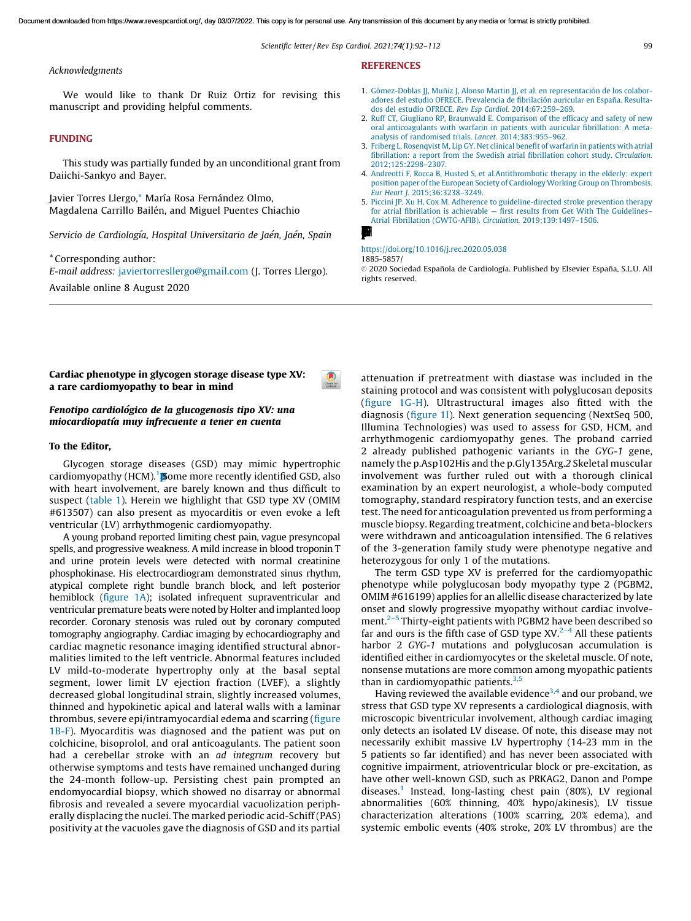Document downloaded from https://www.revespcardiol.org/, day 03/07/2022. This copy is for personal use. Any transmission of this document by any media or format is strictly prohibited.

*Acknowledgments*

We would like to thank Dr Ruiz Ortiz for revising this manuscript and providing helpful comments.

## FUNDING

This study was partially funded by an unconditional grant from Daiichi-Sankyo and Bayer.

Javier Torres Llergo,* María Rosa Fernández Olmo, Magdalena Carrillo Bailén, and Miguel Puentes Chiachio

*Servicio de Cardiología, Hospital Universitario de Jaén, Jaén, Spain*

*Corresponding author:
*E-mail address:* javiertorresllergo@gmail.com (J. Torres Llergo).

Available online 8 August 2020

## REFERENCES

1. Gómez-Doblas JJ, Muñiz J, Alonso Martin JJ, et al. en representación de los colaboradores del estudio OFRECE. Prevalencia de fibrilación auricular en España. Resultados del estudio OFRECE. *Rev Esp Cardiol.* 2014;67:259–269.
2. Ruff CT, Giugliano RP, Braunwald E. Comparison of the efficacy and safety of new oral anticoagulants with warfarin in patients with auricular fibrillation: A meta-analysis of randomised trials. *Lancet.* 2014;383:955–962.
3. Friberg L, Rosenqvist M, Lip GY. Net clinical benefit of warfarin in patients with atrial fibrillation: a report from the Swedish atrial fibrillation cohort study. *Circulation.* 2012;125:2298–2307.
4. Andreotti F, Rocca B, Husted S, et al.Antithrombotic therapy in the elderly: expert position paper of the European Society of Cardiology Working Group on Thrombosis. *Eur Heart J.* 2015;36:3238–3249.
5. Piccini JP, Xu H, Cox M. Adherence to guideline-directed stroke prevention therapy for atrial fibrillation is achievable — first results from Get With The Guidelines–Atrial Fibrillation (GWTG-AFIB). *Circulation.* 2019;139:1497–1506.

https://doi.org/10.1016/j.rec.2020.05.038
1885-5857/
© 2020 Sociedad Española de Cardiología. Published by Elsevier España, S.L.U. All rights reserved.

---

### Cardiac phenotype in glycogen storage disease type XV: a rare cardiomyopathy to bear in mind

### *Fenotipo cardiológico de la glucogenosis tipo XV: una miocardiopatía muy infrecuente a tener en cuenta*

**To the Editor,**

Glycogen storage diseases (GSD) may mimic hypertrophic cardiomyopathy (HCM).[1] Some more recently identified GSD, also with heart involvement, are barely known and thus difficult to suspect (table 1). Herein we highlight that GSD type XV (OMIM #613507) can also present as myocarditis or even evoke a left ventricular (LV) arrhythmogenic cardiomyopathy.

A young proband reported limiting chest pain, vague presyncopal spells, and progressive weakness. A mild increase in blood troponin T and urine protein levels were detected with normal creatinine phosphokinase. His electrocardiogram demonstrated sinus rhythm, atypical complete right bundle branch block, and left posterior hemiblock (figure 1A); isolated infrequent supraventricular and ventricular premature beats were noted by Holter and implanted loop recorder. Coronary stenosis was ruled out by coronary computed tomography angiography. Cardiac imaging by echocardiography and cardiac magnetic resonance imaging identified structural abnormalities limited to the left ventricle. Abnormal features included LV mild-to-moderate hypertrophy only at the basal septal segment, lower limit LV ejection fraction (LVEF), a slightly decreased global longitudinal strain, slightly increased volumes, thinned and hypokinetic apical and lateral walls with a laminar thrombus, severe epi/intramyocardial edema and scarring (figure 1B-F). Myocarditis was diagnosed and the patient was put on colchicine, bisoprolol, and oral anticoagulants. The patient soon had a cerebellar stroke with an *ad integrum* recovery but otherwise symptoms and tests have remained unchanged during the 24-month follow-up. Persisting chest pain prompted an endomyocardial biopsy, which showed no disarray or abnormal fibrosis and revealed a severe myocardial vacuolization peripherally displacing the nuclei. The marked periodic acid-Schiff (PAS) positivity at the vacuoles gave the diagnosis of GSD and its partial attenuation if pretreatment with diastase was included in the staining protocol and was consistent with polyglucosan deposits (figure 1G-H). Ultrastructural images also fitted with the diagnosis (figure 1I). Next generation sequencing (NextSeq 500, Illumina Technologies) was used to assess for GSD, HCM, and arrhythmogenic cardiomyopathy genes. The proband carried 2 already published pathogenic variants in the *GYG-1* gene, namely the p.Asp102His and the p.Gly135Arg.*2* Skeletal muscular involvement was further ruled out with a thorough clinical examination by an expert neurologist, a whole-body computed tomography, standard respiratory function tests, and an exercise test. The need for anticoagulation prevented us from performing a muscle biopsy. Regarding treatment, colchicine and beta-blockers were withdrawn and anticoagulation intensified. The 6 relatives of the 3-generation family study were phenotype negative and heterozygous for only 1 of the mutations.

The term GSD type XV is preferred for the cardiomyopathic phenotype while polyglucosan body myopathy type 2 (PGBM2, OMIM #616199) applies for an allelic disease characterized by late onset and slowly progressive myopathy without cardiac involvement.[2–5] Thirty-eight patients with PGBM2 have been described so far and ours is the fifth case of GSD type XV.[2–4] All these patients harbor 2 *GYG-1* mutations and polyglucosan accumulation is identified either in cardiomyocytes or the skeletal muscle. Of note, nonsense mutations are more common among myopathic patients than in cardiomyopathic patients.[3,5]

Having reviewed the available evidence[3,4] and our proband, we stress that GSD type XV represents a cardiological diagnosis, with microscopic biventricular involvement, although cardiac imaging only detects an isolated LV disease. Of note, this disease may not necessarily exhibit massive LV hypertrophy (14-23 mm in the 5 patients so far identified) and has never been associated with cognitive impairment, atrioventricular block or pre-excitation, as have other well-known GSD, such as PRKAG2, Danon and Pompe diseases.[1] Instead, long-lasting chest pain (80%), LV regional abnormalities (60% thinning, 40% hypo/akinesis), LV tissue characterization alterations (100% scarring, 20% edema), and systemic embolic events (40% stroke, 20% LV thrombus) are the